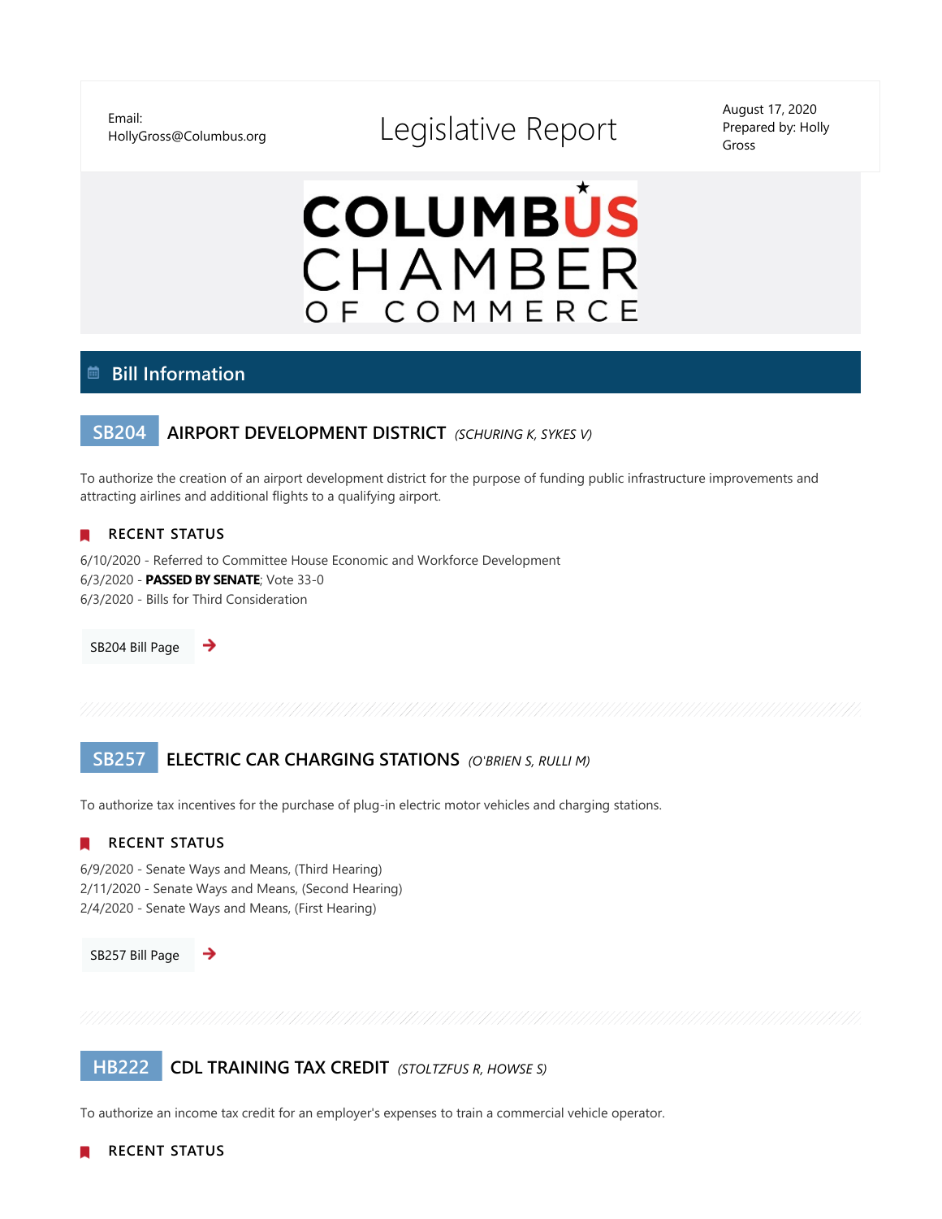Email: HollyGross@Columbus.org

# Legislative Report

August 17, 2020
Prepared by: Holly Gross

COLUMBUS CHAMBER OF COMMERCE

## Bill Information

### SB204 AIRPORT DEVELOPMENT DISTRICT *(SCHURING K, SYKES V)*

To authorize the creation of an airport development district for the purpose of funding public infrastructure improvements and attracting airlines and additional flights to a qualifying airport.

**RECENT STATUS**

6/10/2020 - Referred to Committee House Economic and Workforce Development
6/3/2020 - **PASSED BY SENATE**; Vote 33-0
6/3/2020 - Bills for Third Consideration

SB204 Bill Page

### SB257 ELECTRIC CAR CHARGING STATIONS *(O'BRIEN S, RULLI M)*

To authorize tax incentives for the purchase of plug-in electric motor vehicles and charging stations.

**RECENT STATUS**

6/9/2020 - Senate Ways and Means, (Third Hearing)
2/11/2020 - Senate Ways and Means, (Second Hearing)
2/4/2020 - Senate Ways and Means, (First Hearing)

SB257 Bill Page

### HB222 CDL TRAINING TAX CREDIT *(STOLTZFUS R, HOWSE S)*

To authorize an income tax credit for an employer's expenses to train a commercial vehicle operator.

**RECENT STATUS**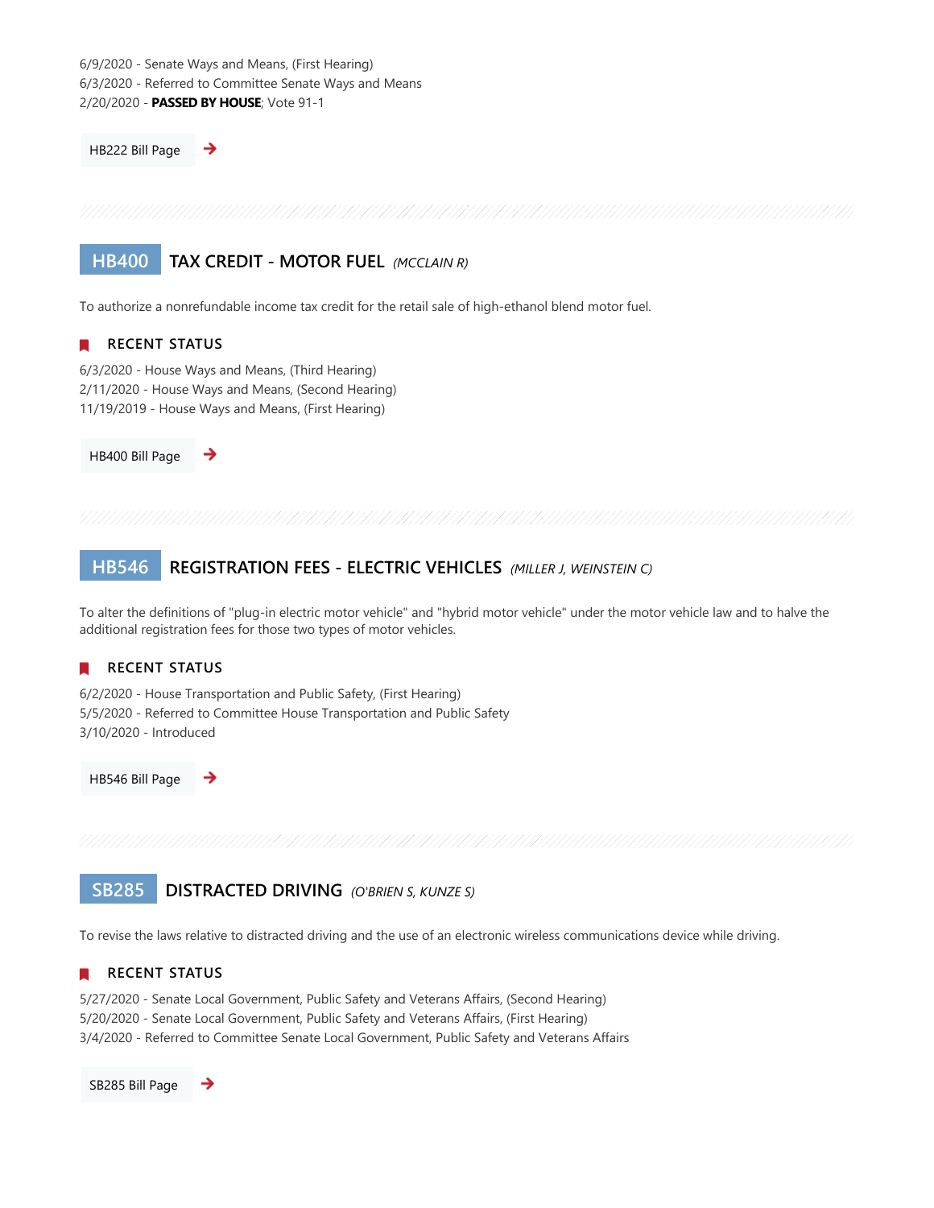6/9/2020 - Senate Ways and Means, (First Hearing)
6/3/2020 - Referred to Committee Senate Ways and Means
2/20/2020 - **PASSED BY HOUSE**; Vote 91-1

HB222 Bill Page ➔

---

## HB400 TAX CREDIT - MOTOR FUEL *(MCCLAIN R)*

To authorize a nonrefundable income tax credit for the retail sale of high-ethanol blend motor fuel.

### RECENT STATUS

6/3/2020 - House Ways and Means, (Third Hearing)
2/11/2020 - House Ways and Means, (Second Hearing)
11/19/2019 - House Ways and Means, (First Hearing)

HB400 Bill Page ➔

---

## HB546 REGISTRATION FEES - ELECTRIC VEHICLES *(MILLER J, WEINSTEIN C)*

To alter the definitions of "plug-in electric motor vehicle" and "hybrid motor vehicle" under the motor vehicle law and to halve the additional registration fees for those two types of motor vehicles.

### RECENT STATUS

6/2/2020 - House Transportation and Public Safety, (First Hearing)
5/5/2020 - Referred to Committee House Transportation and Public Safety
3/10/2020 - Introduced

HB546 Bill Page ➔

---

## SB285 DISTRACTED DRIVING *(O'BRIEN S, KUNZE S)*

To revise the laws relative to distracted driving and the use of an electronic wireless communications device while driving.

### RECENT STATUS

5/27/2020 - Senate Local Government, Public Safety and Veterans Affairs, (Second Hearing)
5/20/2020 - Senate Local Government, Public Safety and Veterans Affairs, (First Hearing)
3/4/2020 - Referred to Committee Senate Local Government, Public Safety and Veterans Affairs

SB285 Bill Page ➔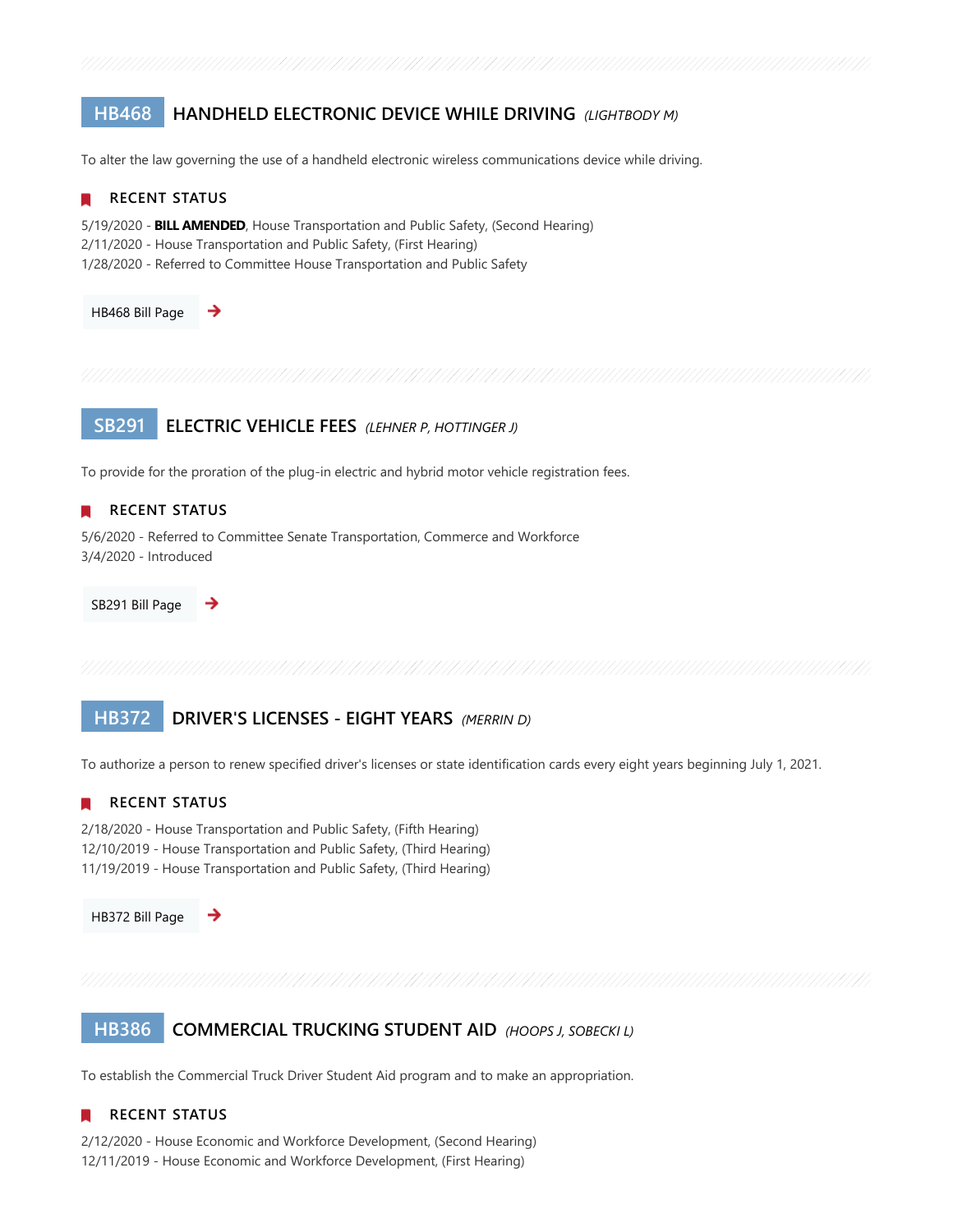## HB468 HANDHELD ELECTRONIC DEVICE WHILE DRIVING *(LIGHTBODY M)*

To alter the law governing the use of a handheld electronic wireless communications device while driving.

### RECENT STATUS

5/19/2020 - **BILL AMENDED**, House Transportation and Public Safety, (Second Hearing)
2/11/2020 - House Transportation and Public Safety, (First Hearing)
1/28/2020 - Referred to Committee House Transportation and Public Safety

HB468 Bill Page →

## SB291 ELECTRIC VEHICLE FEES *(LEHNER P, HOTTINGER J)*

To provide for the proration of the plug-in electric and hybrid motor vehicle registration fees.

### RECENT STATUS

5/6/2020 - Referred to Committee Senate Transportation, Commerce and Workforce
3/4/2020 - Introduced

SB291 Bill Page →

## HB372 DRIVER'S LICENSES - EIGHT YEARS *(MERRIN D)*

To authorize a person to renew specified driver's licenses or state identification cards every eight years beginning July 1, 2021.

### RECENT STATUS

2/18/2020 - House Transportation and Public Safety, (Fifth Hearing)
12/10/2019 - House Transportation and Public Safety, (Third Hearing)
11/19/2019 - House Transportation and Public Safety, (Third Hearing)

HB372 Bill Page →

## HB386 COMMERCIAL TRUCKING STUDENT AID *(HOOPS J, SOBECKI L)*

To establish the Commercial Truck Driver Student Aid program and to make an appropriation.

### RECENT STATUS

2/12/2020 - House Economic and Workforce Development, (Second Hearing)
12/11/2019 - House Economic and Workforce Development, (First Hearing)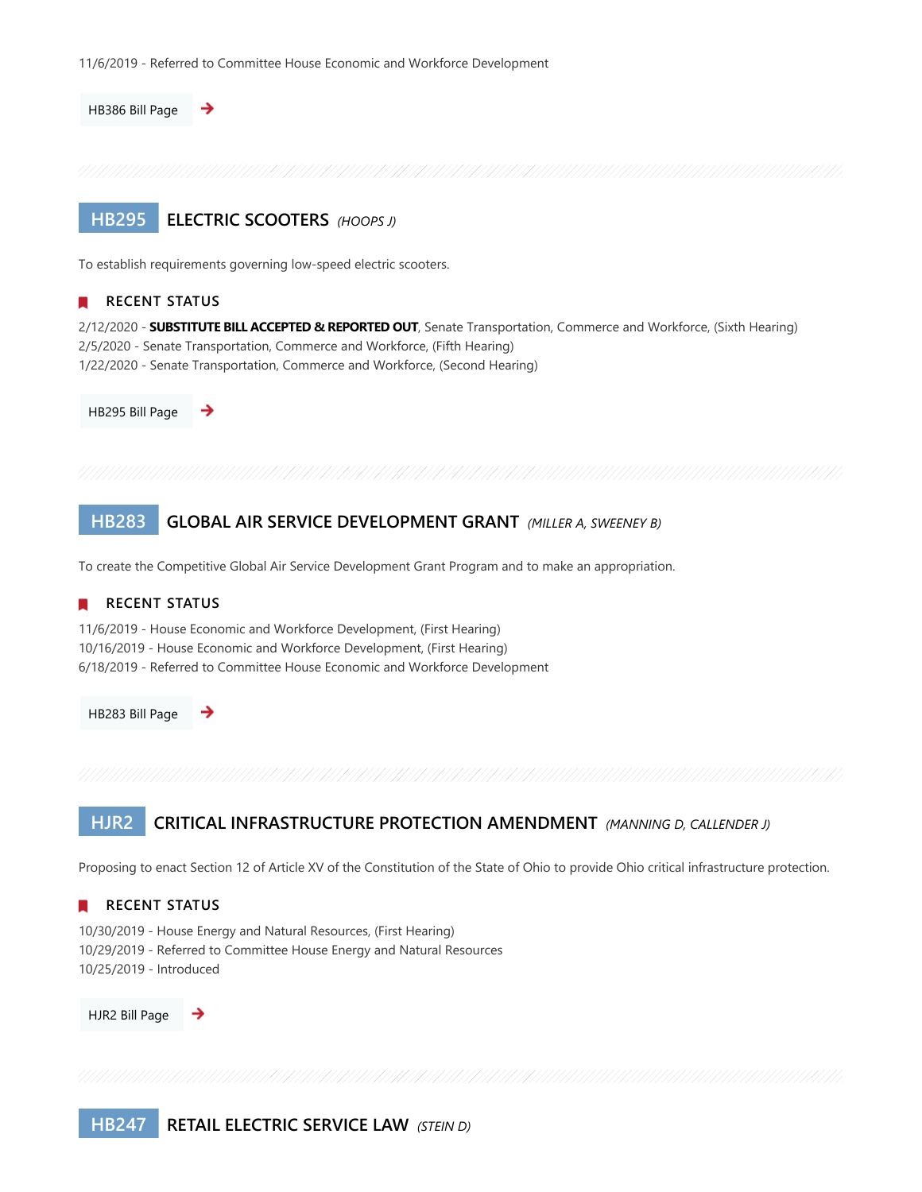11/6/2019 - Referred to Committee House Economic and Workforce Development

HB386 Bill Page →

## HB295 ELECTRIC SCOOTERS *(HOOPS J)*

To establish requirements governing low-speed electric scooters.

### RECENT STATUS

2/12/2020 - **SUBSTITUTE BILL ACCEPTED & REPORTED OUT**, Senate Transportation, Commerce and Workforce, (Sixth Hearing)
2/5/2020 - Senate Transportation, Commerce and Workforce, (Fifth Hearing)
1/22/2020 - Senate Transportation, Commerce and Workforce, (Second Hearing)

HB295 Bill Page →

## HB283 GLOBAL AIR SERVICE DEVELOPMENT GRANT *(MILLER A, SWEENEY B)*

To create the Competitive Global Air Service Development Grant Program and to make an appropriation.

### RECENT STATUS

11/6/2019 - House Economic and Workforce Development, (First Hearing)
10/16/2019 - House Economic and Workforce Development, (First Hearing)
6/18/2019 - Referred to Committee House Economic and Workforce Development

HB283 Bill Page →

## HJR2 CRITICAL INFRASTRUCTURE PROTECTION AMENDMENT *(MANNING D, CALLENDER J)*

Proposing to enact Section 12 of Article XV of the Constitution of the State of Ohio to provide Ohio critical infrastructure protection.

### RECENT STATUS

10/30/2019 - House Energy and Natural Resources, (First Hearing)
10/29/2019 - Referred to Committee House Energy and Natural Resources
10/25/2019 - Introduced

HJR2 Bill Page →

## HB247 RETAIL ELECTRIC SERVICE LAW *(STEIN D)*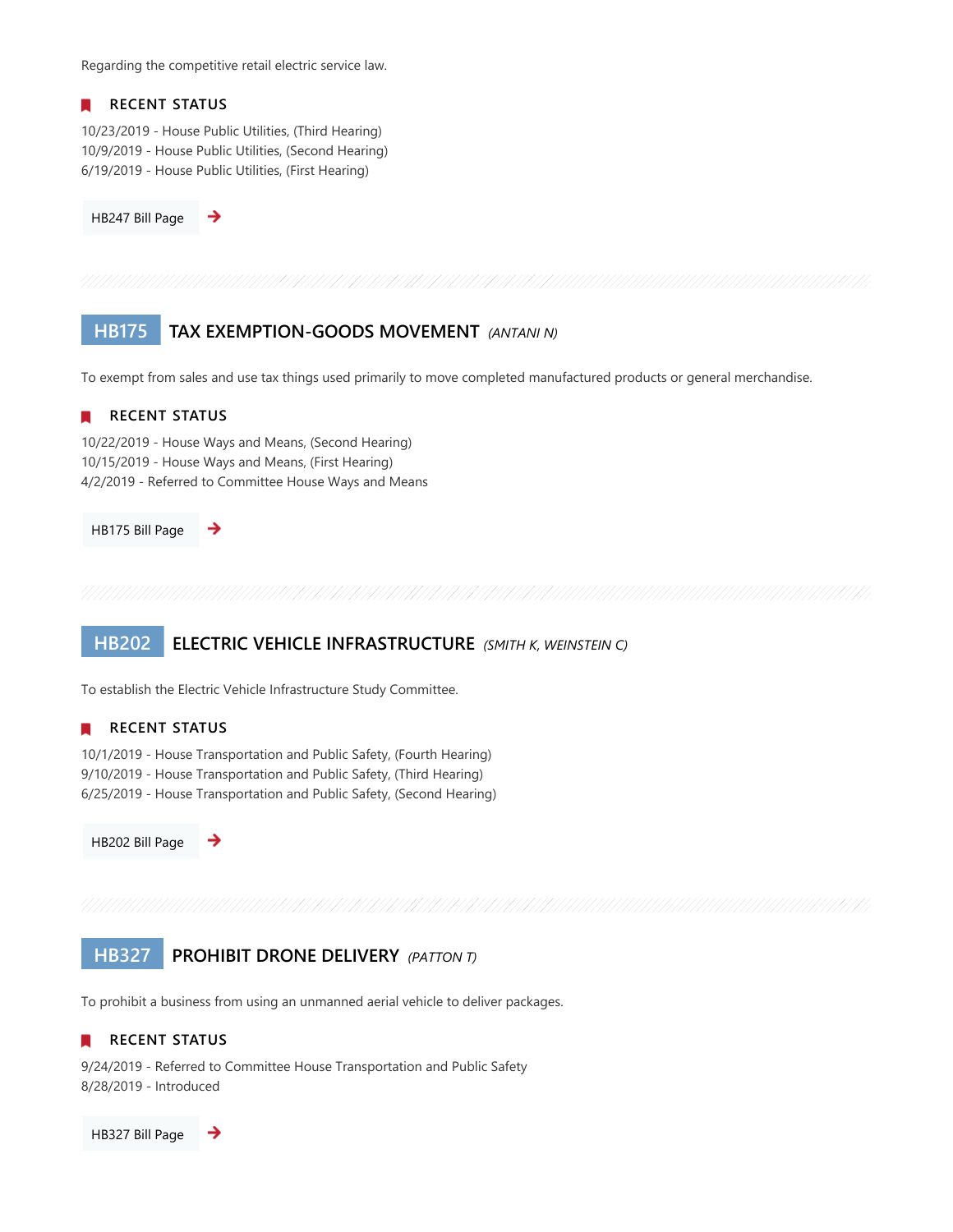Regarding the competitive retail electric service law.

**RECENT STATUS**

10/23/2019 - House Public Utilities, (Third Hearing)
10/9/2019 - House Public Utilities, (Second Hearing)
6/19/2019 - House Public Utilities, (First Hearing)

HB247 Bill Page →

## HB175 TAX EXEMPTION-GOODS MOVEMENT *(ANTANI N)*

To exempt from sales and use tax things used primarily to move completed manufactured products or general merchandise.

**RECENT STATUS**

10/22/2019 - House Ways and Means, (Second Hearing)
10/15/2019 - House Ways and Means, (First Hearing)
4/2/2019 - Referred to Committee House Ways and Means

HB175 Bill Page →

## HB202 ELECTRIC VEHICLE INFRASTRUCTURE *(SMITH K, WEINSTEIN C)*

To establish the Electric Vehicle Infrastructure Study Committee.

**RECENT STATUS**

10/1/2019 - House Transportation and Public Safety, (Fourth Hearing)
9/10/2019 - House Transportation and Public Safety, (Third Hearing)
6/25/2019 - House Transportation and Public Safety, (Second Hearing)

HB202 Bill Page →

## HB327 PROHIBIT DRONE DELIVERY *(PATTON T)*

To prohibit a business from using an unmanned aerial vehicle to deliver packages.

**RECENT STATUS**

9/24/2019 - Referred to Committee House Transportation and Public Safety
8/28/2019 - Introduced

HB327 Bill Page →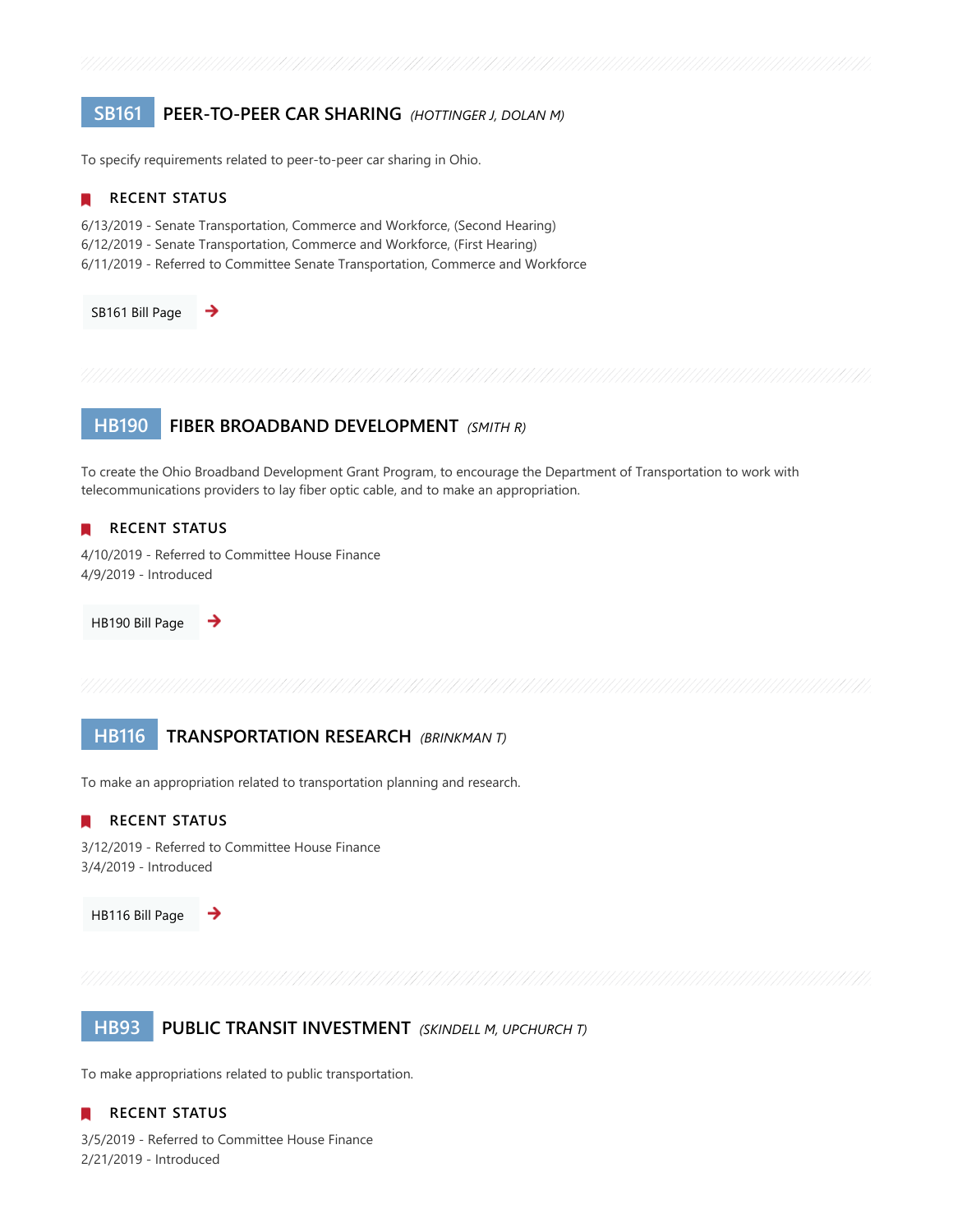## SB161 PEER-TO-PEER CAR SHARING *(HOTTINGER J, DOLAN M)*

To specify requirements related to peer-to-peer car sharing in Ohio.

### RECENT STATUS

6/13/2019 - Senate Transportation, Commerce and Workforce, (Second Hearing)
6/12/2019 - Senate Transportation, Commerce and Workforce, (First Hearing)
6/11/2019 - Referred to Committee Senate Transportation, Commerce and Workforce

SB161 Bill Page →

## HB190 FIBER BROADBAND DEVELOPMENT *(SMITH R)*

To create the Ohio Broadband Development Grant Program, to encourage the Department of Transportation to work with telecommunications providers to lay fiber optic cable, and to make an appropriation.

### RECENT STATUS

4/10/2019 - Referred to Committee House Finance
4/9/2019 - Introduced

HB190 Bill Page →

## HB116 TRANSPORTATION RESEARCH *(BRINKMAN T)*

To make an appropriation related to transportation planning and research.

### RECENT STATUS

3/12/2019 - Referred to Committee House Finance
3/4/2019 - Introduced

HB116 Bill Page →

## HB93 PUBLIC TRANSIT INVESTMENT *(SKINDELL M, UPCHURCH T)*

To make appropriations related to public transportation.

### RECENT STATUS

3/5/2019 - Referred to Committee House Finance
2/21/2019 - Introduced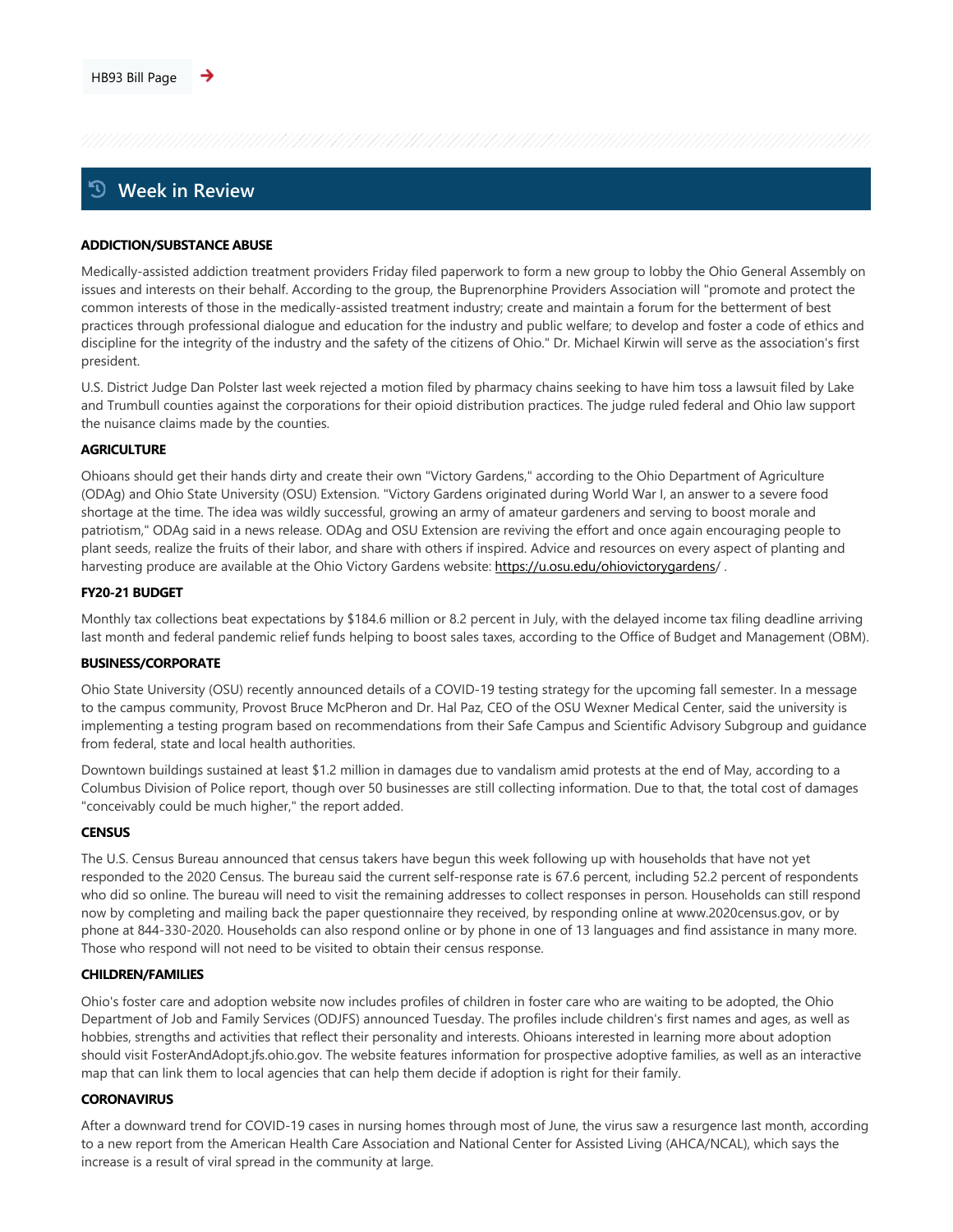HB93 Bill Page ➔

## Week in Review

**ADDICTION/SUBSTANCE ABUSE**

Medically-assisted addiction treatment providers Friday filed paperwork to form a new group to lobby the Ohio General Assembly on issues and interests on their behalf. According to the group, the Buprenorphine Providers Association will "promote and protect the common interests of those in the medically-assisted treatment industry; create and maintain a forum for the betterment of best practices through professional dialogue and education for the industry and public welfare; to develop and foster a code of ethics and discipline for the integrity of the industry and the safety of the citizens of Ohio." Dr. Michael Kirwin will serve as the association's first president.

U.S. District Judge Dan Polster last week rejected a motion filed by pharmacy chains seeking to have him toss a lawsuit filed by Lake and Trumbull counties against the corporations for their opioid distribution practices. The judge ruled federal and Ohio law support the nuisance claims made by the counties.

**AGRICULTURE**

Ohioans should get their hands dirty and create their own "Victory Gardens," according to the Ohio Department of Agriculture (ODAg) and Ohio State University (OSU) Extension. "Victory Gardens originated during World War I, an answer to a severe food shortage at the time. The idea was wildly successful, growing an army of amateur gardeners and serving to boost morale and patriotism," ODAg said in a news release. ODAg and OSU Extension are reviving the effort and once again encouraging people to plant seeds, realize the fruits of their labor, and share with others if inspired. Advice and resources on every aspect of planting and harvesting produce are available at the Ohio Victory Gardens website: https://u.osu.edu/ohiovictorygardens/ .

**FY20-21 BUDGET**

Monthly tax collections beat expectations by $184.6 million or 8.2 percent in July, with the delayed income tax filing deadline arriving last month and federal pandemic relief funds helping to boost sales taxes, according to the Office of Budget and Management (OBM).

**BUSINESS/CORPORATE**

Ohio State University (OSU) recently announced details of a COVID-19 testing strategy for the upcoming fall semester. In a message to the campus community, Provost Bruce McPheron and Dr. Hal Paz, CEO of the OSU Wexner Medical Center, said the university is implementing a testing program based on recommendations from their Safe Campus and Scientific Advisory Subgroup and guidance from federal, state and local health authorities.

Downtown buildings sustained at least $1.2 million in damages due to vandalism amid protests at the end of May, according to a Columbus Division of Police report, though over 50 businesses are still collecting information. Due to that, the total cost of damages "conceivably could be much higher," the report added.

**CENSUS**

The U.S. Census Bureau announced that census takers have begun this week following up with households that have not yet responded to the 2020 Census. The bureau said the current self-response rate is 67.6 percent, including 52.2 percent of respondents who did so online. The bureau will need to visit the remaining addresses to collect responses in person. Households can still respond now by completing and mailing back the paper questionnaire they received, by responding online at www.2020census.gov, or by phone at 844-330-2020. Households can also respond online or by phone in one of 13 languages and find assistance in many more. Those who respond will not need to be visited to obtain their census response.

**CHILDREN/FAMILIES**

Ohio's foster care and adoption website now includes profiles of children in foster care who are waiting to be adopted, the Ohio Department of Job and Family Services (ODJFS) announced Tuesday. The profiles include children's first names and ages, as well as hobbies, strengths and activities that reflect their personality and interests. Ohioans interested in learning more about adoption should visit FosterAndAdopt.jfs.ohio.gov. The website features information for prospective adoptive families, as well as an interactive map that can link them to local agencies that can help them decide if adoption is right for their family.

**CORONAVIRUS**

After a downward trend for COVID-19 cases in nursing homes through most of June, the virus saw a resurgence last month, according to a new report from the American Health Care Association and National Center for Assisted Living (AHCA/NCAL), which says the increase is a result of viral spread in the community at large.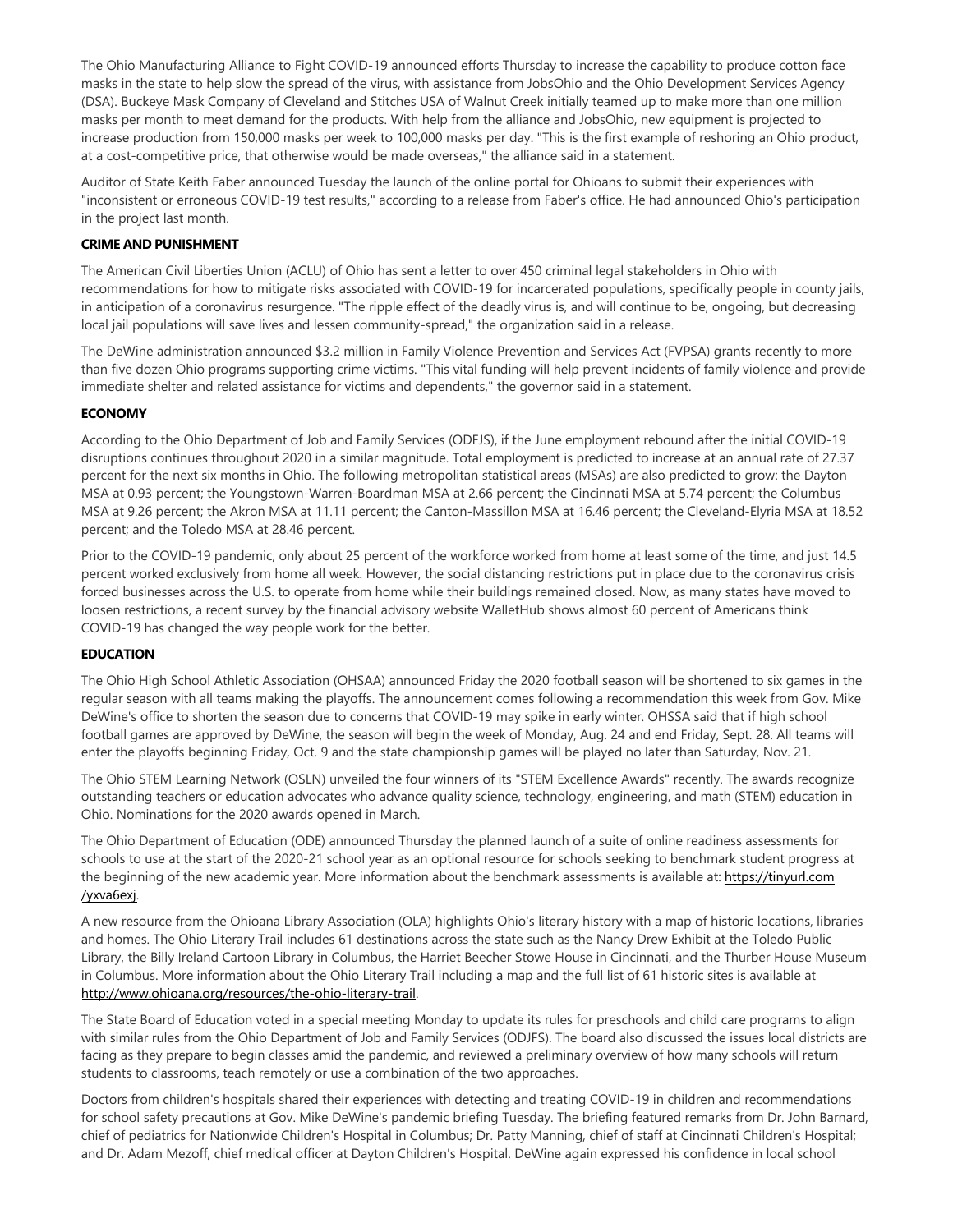The Ohio Manufacturing Alliance to Fight COVID-19 announced efforts Thursday to increase the capability to produce cotton face masks in the state to help slow the spread of the virus, with assistance from JobsOhio and the Ohio Development Services Agency (DSA). Buckeye Mask Company of Cleveland and Stitches USA of Walnut Creek initially teamed up to make more than one million masks per month to meet demand for the products. With help from the alliance and JobsOhio, new equipment is projected to increase production from 150,000 masks per week to 100,000 masks per day. "This is the first example of reshoring an Ohio product, at a cost-competitive price, that otherwise would be made overseas," the alliance said in a statement.

Auditor of State Keith Faber announced Tuesday the launch of the online portal for Ohioans to submit their experiences with "inconsistent or erroneous COVID-19 test results," according to a release from Faber's office. He had announced Ohio's participation in the project last month.

**CRIME AND PUNISHMENT**

The American Civil Liberties Union (ACLU) of Ohio has sent a letter to over 450 criminal legal stakeholders in Ohio with recommendations for how to mitigate risks associated with COVID-19 for incarcerated populations, specifically people in county jails, in anticipation of a coronavirus resurgence. "The ripple effect of the deadly virus is, and will continue to be, ongoing, but decreasing local jail populations will save lives and lessen community-spread," the organization said in a release.

The DeWine administration announced $3.2 million in Family Violence Prevention and Services Act (FVPSA) grants recently to more than five dozen Ohio programs supporting crime victims. "This vital funding will help prevent incidents of family violence and provide immediate shelter and related assistance for victims and dependents," the governor said in a statement.

**ECONOMY**

According to the Ohio Department of Job and Family Services (ODFJS), if the June employment rebound after the initial COVID-19 disruptions continues throughout 2020 in a similar magnitude. Total employment is predicted to increase at an annual rate of 27.37 percent for the next six months in Ohio. The following metropolitan statistical areas (MSAs) are also predicted to grow: the Dayton MSA at 0.93 percent; the Youngstown-Warren-Boardman MSA at 2.66 percent; the Cincinnati MSA at 5.74 percent; the Columbus MSA at 9.26 percent; the Akron MSA at 11.11 percent; the Canton-Massillon MSA at 16.46 percent; the Cleveland-Elyria MSA at 18.52 percent; and the Toledo MSA at 28.46 percent.

Prior to the COVID-19 pandemic, only about 25 percent of the workforce worked from home at least some of the time, and just 14.5 percent worked exclusively from home all week. However, the social distancing restrictions put in place due to the coronavirus crisis forced businesses across the U.S. to operate from home while their buildings remained closed. Now, as many states have moved to loosen restrictions, a recent survey by the financial advisory website WalletHub shows almost 60 percent of Americans think COVID-19 has changed the way people work for the better.

**EDUCATION**

The Ohio High School Athletic Association (OHSAA) announced Friday the 2020 football season will be shortened to six games in the regular season with all teams making the playoffs. The announcement comes following a recommendation this week from Gov. Mike DeWine's office to shorten the season due to concerns that COVID-19 may spike in early winter. OHSSA said that if high school football games are approved by DeWine, the season will begin the week of Monday, Aug. 24 and end Friday, Sept. 28. All teams will enter the playoffs beginning Friday, Oct. 9 and the state championship games will be played no later than Saturday, Nov. 21.

The Ohio STEM Learning Network (OSLN) unveiled the four winners of its "STEM Excellence Awards" recently. The awards recognize outstanding teachers or education advocates who advance quality science, technology, engineering, and math (STEM) education in Ohio. Nominations for the 2020 awards opened in March.

The Ohio Department of Education (ODE) announced Thursday the planned launch of a suite of online readiness assessments for schools to use at the start of the 2020-21 school year as an optional resource for schools seeking to benchmark student progress at the beginning of the new academic year. More information about the benchmark assessments is available at: https://tinyurl.com/yxva6exj.

A new resource from the Ohioana Library Association (OLA) highlights Ohio's literary history with a map of historic locations, libraries and homes. The Ohio Literary Trail includes 61 destinations across the state such as the Nancy Drew Exhibit at the Toledo Public Library, the Billy Ireland Cartoon Library in Columbus, the Harriet Beecher Stowe House in Cincinnati, and the Thurber House Museum in Columbus. More information about the Ohio Literary Trail including a map and the full list of 61 historic sites is available at http://www.ohioana.org/resources/the-ohio-literary-trail.

The State Board of Education voted in a special meeting Monday to update its rules for preschools and child care programs to align with similar rules from the Ohio Department of Job and Family Services (ODJFS). The board also discussed the issues local districts are facing as they prepare to begin classes amid the pandemic, and reviewed a preliminary overview of how many schools will return students to classrooms, teach remotely or use a combination of the two approaches.

Doctors from children's hospitals shared their experiences with detecting and treating COVID-19 in children and recommendations for school safety precautions at Gov. Mike DeWine's pandemic briefing Tuesday. The briefing featured remarks from Dr. John Barnard, chief of pediatrics for Nationwide Children's Hospital in Columbus; Dr. Patty Manning, chief of staff at Cincinnati Children's Hospital; and Dr. Adam Mezoff, chief medical officer at Dayton Children's Hospital. DeWine again expressed his confidence in local school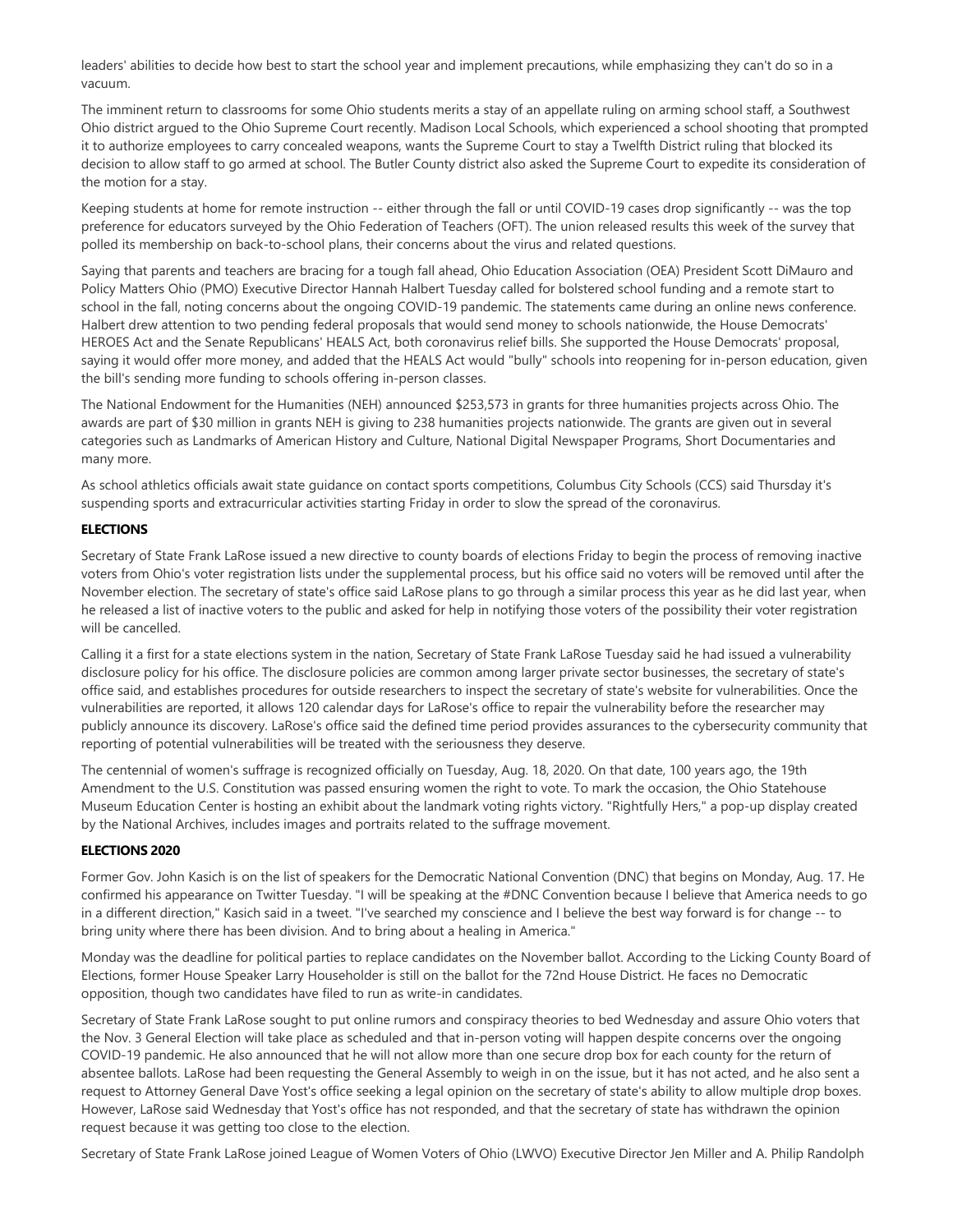leaders' abilities to decide how best to start the school year and implement precautions, while emphasizing they can't do so in a vacuum.

The imminent return to classrooms for some Ohio students merits a stay of an appellate ruling on arming school staff, a Southwest Ohio district argued to the Ohio Supreme Court recently. Madison Local Schools, which experienced a school shooting that prompted it to authorize employees to carry concealed weapons, wants the Supreme Court to stay a Twelfth District ruling that blocked its decision to allow staff to go armed at school. The Butler County district also asked the Supreme Court to expedite its consideration of the motion for a stay.

Keeping students at home for remote instruction -- either through the fall or until COVID-19 cases drop significantly -- was the top preference for educators surveyed by the Ohio Federation of Teachers (OFT). The union released results this week of the survey that polled its membership on back-to-school plans, their concerns about the virus and related questions.

Saying that parents and teachers are bracing for a tough fall ahead, Ohio Education Association (OEA) President Scott DiMauro and Policy Matters Ohio (PMO) Executive Director Hannah Halbert Tuesday called for bolstered school funding and a remote start to school in the fall, noting concerns about the ongoing COVID-19 pandemic. The statements came during an online news conference. Halbert drew attention to two pending federal proposals that would send money to schools nationwide, the House Democrats' HEROES Act and the Senate Republicans' HEALS Act, both coronavirus relief bills. She supported the House Democrats' proposal, saying it would offer more money, and added that the HEALS Act would "bully" schools into reopening for in-person education, given the bill's sending more funding to schools offering in-person classes.

The National Endowment for the Humanities (NEH) announced $253,573 in grants for three humanities projects across Ohio. The awards are part of $30 million in grants NEH is giving to 238 humanities projects nationwide. The grants are given out in several categories such as Landmarks of American History and Culture, National Digital Newspaper Programs, Short Documentaries and many more.

As school athletics officials await state guidance on contact sports competitions, Columbus City Schools (CCS) said Thursday it's suspending sports and extracurricular activities starting Friday in order to slow the spread of the coronavirus.

**ELECTIONS**

Secretary of State Frank LaRose issued a new directive to county boards of elections Friday to begin the process of removing inactive voters from Ohio's voter registration lists under the supplemental process, but his office said no voters will be removed until after the November election. The secretary of state's office said LaRose plans to go through a similar process this year as he did last year, when he released a list of inactive voters to the public and asked for help in notifying those voters of the possibility their voter registration will be cancelled.

Calling it a first for a state elections system in the nation, Secretary of State Frank LaRose Tuesday said he had issued a vulnerability disclosure policy for his office. The disclosure policies are common among larger private sector businesses, the secretary of state's office said, and establishes procedures for outside researchers to inspect the secretary of state's website for vulnerabilities. Once the vulnerabilities are reported, it allows 120 calendar days for LaRose's office to repair the vulnerability before the researcher may publicly announce its discovery. LaRose's office said the defined time period provides assurances to the cybersecurity community that reporting of potential vulnerabilities will be treated with the seriousness they deserve.

The centennial of women's suffrage is recognized officially on Tuesday, Aug. 18, 2020. On that date, 100 years ago, the 19th Amendment to the U.S. Constitution was passed ensuring women the right to vote. To mark the occasion, the Ohio Statehouse Museum Education Center is hosting an exhibit about the landmark voting rights victory. "Rightfully Hers," a pop-up display created by the National Archives, includes images and portraits related to the suffrage movement.

**ELECTIONS 2020**

Former Gov. John Kasich is on the list of speakers for the Democratic National Convention (DNC) that begins on Monday, Aug. 17. He confirmed his appearance on Twitter Tuesday. "I will be speaking at the #DNC Convention because I believe that America needs to go in a different direction," Kasich said in a tweet. "I've searched my conscience and I believe the best way forward is for change -- to bring unity where there has been division. And to bring about a healing in America."

Monday was the deadline for political parties to replace candidates on the November ballot. According to the Licking County Board of Elections, former House Speaker Larry Householder is still on the ballot for the 72nd House District. He faces no Democratic opposition, though two candidates have filed to run as write-in candidates.

Secretary of State Frank LaRose sought to put online rumors and conspiracy theories to bed Wednesday and assure Ohio voters that the Nov. 3 General Election will take place as scheduled and that in-person voting will happen despite concerns over the ongoing COVID-19 pandemic. He also announced that he will not allow more than one secure drop box for each county for the return of absentee ballots. LaRose had been requesting the General Assembly to weigh in on the issue, but it has not acted, and he also sent a request to Attorney General Dave Yost's office seeking a legal opinion on the secretary of state's ability to allow multiple drop boxes. However, LaRose said Wednesday that Yost's office has not responded, and that the secretary of state has withdrawn the opinion request because it was getting too close to the election.

Secretary of State Frank LaRose joined League of Women Voters of Ohio (LWVO) Executive Director Jen Miller and A. Philip Randolph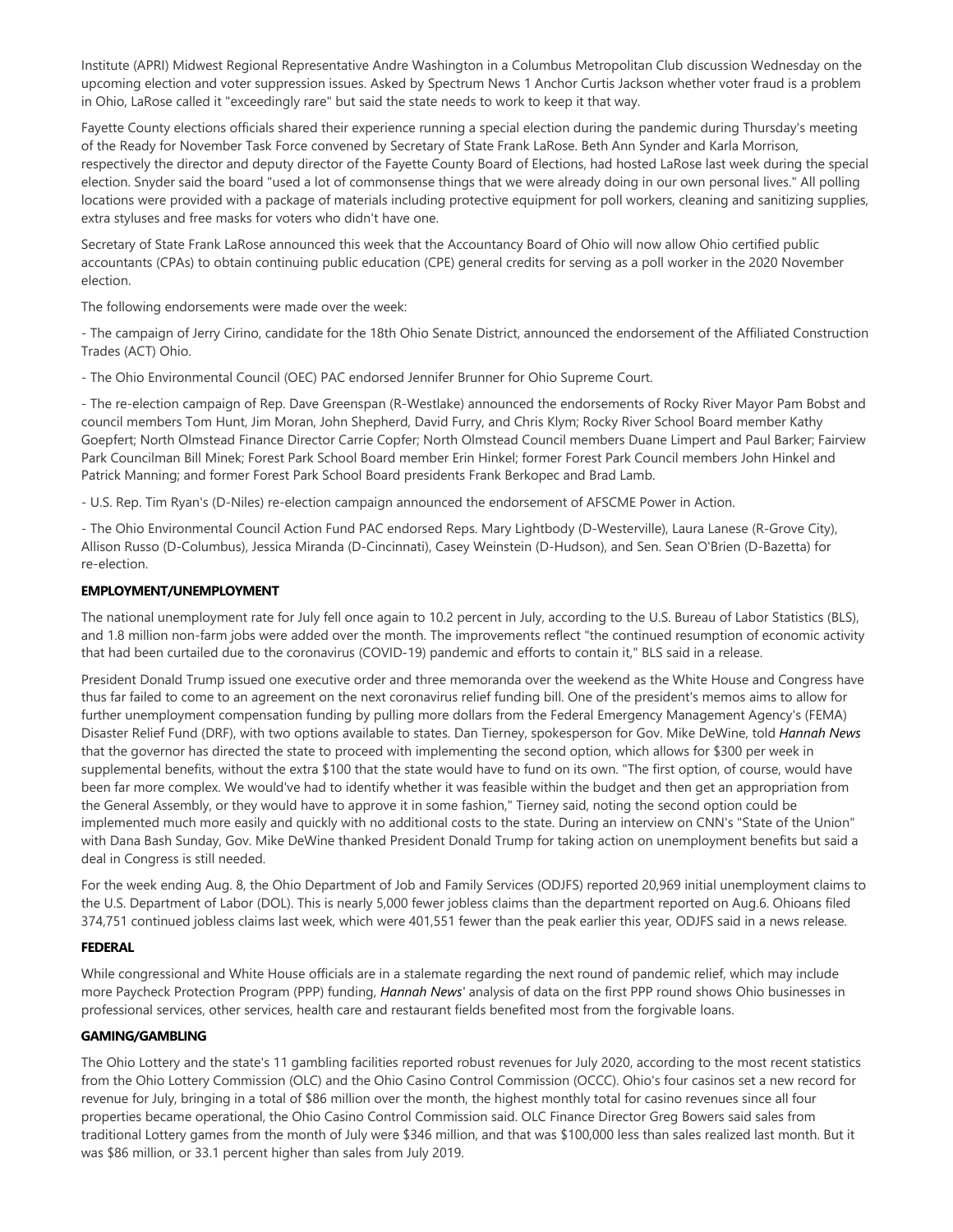Institute (APRI) Midwest Regional Representative Andre Washington in a Columbus Metropolitan Club discussion Wednesday on the upcoming election and voter suppression issues. Asked by Spectrum News 1 Anchor Curtis Jackson whether voter fraud is a problem in Ohio, LaRose called it "exceedingly rare" but said the state needs to work to keep it that way.

Fayette County elections officials shared their experience running a special election during the pandemic during Thursday's meeting of the Ready for November Task Force convened by Secretary of State Frank LaRose. Beth Ann Synder and Karla Morrison, respectively the director and deputy director of the Fayette County Board of Elections, had hosted LaRose last week during the special election. Snyder said the board "used a lot of commonsense things that we were already doing in our own personal lives." All polling locations were provided with a package of materials including protective equipment for poll workers, cleaning and sanitizing supplies, extra styluses and free masks for voters who didn't have one.

Secretary of State Frank LaRose announced this week that the Accountancy Board of Ohio will now allow Ohio certified public accountants (CPAs) to obtain continuing public education (CPE) general credits for serving as a poll worker in the 2020 November election.

The following endorsements were made over the week:

- The campaign of Jerry Cirino, candidate for the 18th Ohio Senate District, announced the endorsement of the Affiliated Construction Trades (ACT) Ohio.

- The Ohio Environmental Council (OEC) PAC endorsed Jennifer Brunner for Ohio Supreme Court.

- The re-election campaign of Rep. Dave Greenspan (R-Westlake) announced the endorsements of Rocky River Mayor Pam Bobst and council members Tom Hunt, Jim Moran, John Shepherd, David Furry, and Chris Klym; Rocky River School Board member Kathy Goepfert; North Olmstead Finance Director Carrie Copfer; North Olmstead Council members Duane Limpert and Paul Barker; Fairview Park Councilman Bill Minek; Forest Park School Board member Erin Hinkel; former Forest Park Council members John Hinkel and Patrick Manning; and former Forest Park School Board presidents Frank Berkopec and Brad Lamb.

- U.S. Rep. Tim Ryan's (D-Niles) re-election campaign announced the endorsement of AFSCME Power in Action.

- The Ohio Environmental Council Action Fund PAC endorsed Reps. Mary Lightbody (D-Westerville), Laura Lanese (R-Grove City), Allison Russo (D-Columbus), Jessica Miranda (D-Cincinnati), Casey Weinstein (D-Hudson), and Sen. Sean O'Brien (D-Bazetta) for re-election.

**EMPLOYMENT/UNEMPLOYMENT**

The national unemployment rate for July fell once again to 10.2 percent in July, according to the U.S. Bureau of Labor Statistics (BLS), and 1.8 million non-farm jobs were added over the month. The improvements reflect "the continued resumption of economic activity that had been curtailed due to the coronavirus (COVID-19) pandemic and efforts to contain it," BLS said in a release.

President Donald Trump issued one executive order and three memoranda over the weekend as the White House and Congress have thus far failed to come to an agreement on the next coronavirus relief funding bill. One of the president's memos aims to allow for further unemployment compensation funding by pulling more dollars from the Federal Emergency Management Agency's (FEMA) Disaster Relief Fund (DRF), with two options available to states. Dan Tierney, spokesperson for Gov. Mike DeWine, told *Hannah News* that the governor has directed the state to proceed with implementing the second option, which allows for $300 per week in supplemental benefits, without the extra $100 that the state would have to fund on its own. "The first option, of course, would have been far more complex. We would've had to identify whether it was feasible within the budget and then get an appropriation from the General Assembly, or they would have to approve it in some fashion," Tierney said, noting the second option could be implemented much more easily and quickly with no additional costs to the state. During an interview on CNN's "State of the Union" with Dana Bash Sunday, Gov. Mike DeWine thanked President Donald Trump for taking action on unemployment benefits but said a deal in Congress is still needed.

For the week ending Aug. 8, the Ohio Department of Job and Family Services (ODJFS) reported 20,969 initial unemployment claims to the U.S. Department of Labor (DOL). This is nearly 5,000 fewer jobless claims than the department reported on Aug.6. Ohioans filed 374,751 continued jobless claims last week, which were 401,551 fewer than the peak earlier this year, ODJFS said in a news release.

**FEDERAL**

While congressional and White House officials are in a stalemate regarding the next round of pandemic relief, which may include more Paycheck Protection Program (PPP) funding, *Hannah News*' analysis of data on the first PPP round shows Ohio businesses in professional services, other services, health care and restaurant fields benefited most from the forgivable loans.

**GAMING/GAMBLING**

The Ohio Lottery and the state's 11 gambling facilities reported robust revenues for July 2020, according to the most recent statistics from the Ohio Lottery Commission (OLC) and the Ohio Casino Control Commission (OCCC). Ohio's four casinos set a new record for revenue for July, bringing in a total of $86 million over the month, the highest monthly total for casino revenues since all four properties became operational, the Ohio Casino Control Commission said. OLC Finance Director Greg Bowers said sales from traditional Lottery games from the month of July were $346 million, and that was $100,000 less than sales realized last month. But it was $86 million, or 33.1 percent higher than sales from July 2019.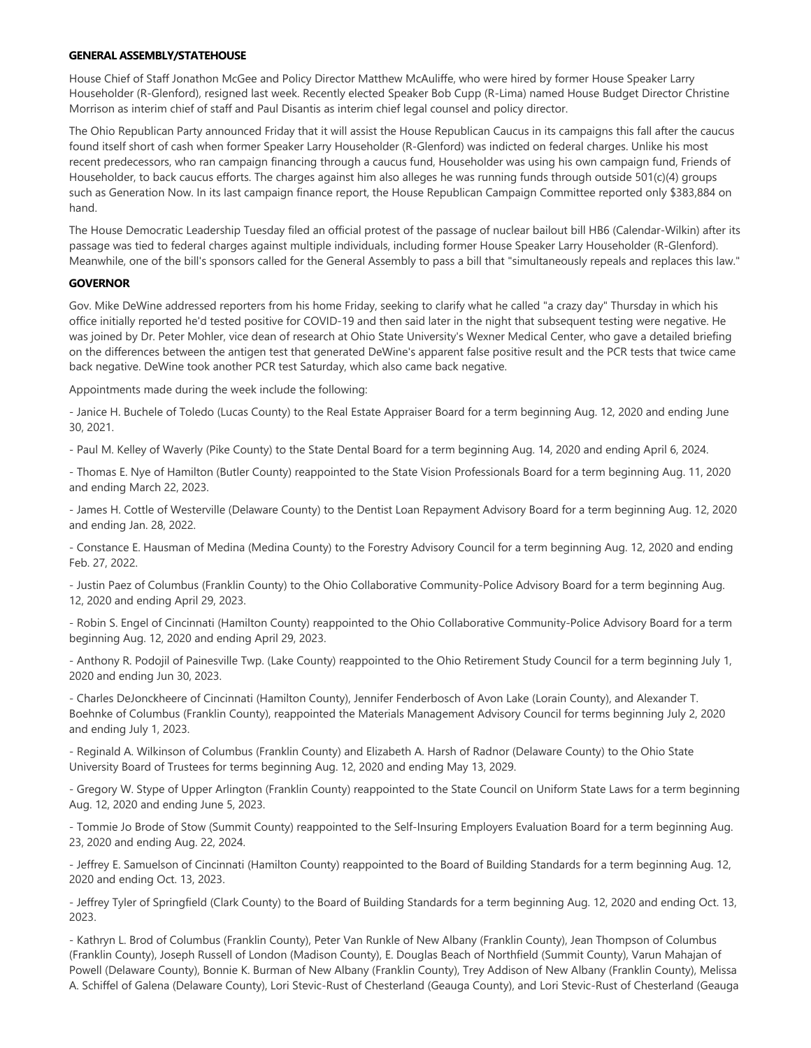**GENERAL ASSEMBLY/STATEHOUSE**

House Chief of Staff Jonathon McGee and Policy Director Matthew McAuliffe, who were hired by former House Speaker Larry Householder (R-Glenford), resigned last week. Recently elected Speaker Bob Cupp (R-Lima) named House Budget Director Christine Morrison as interim chief of staff and Paul Disantis as interim chief legal counsel and policy director.

The Ohio Republican Party announced Friday that it will assist the House Republican Caucus in its campaigns this fall after the caucus found itself short of cash when former Speaker Larry Householder (R-Glenford) was indicted on federal charges. Unlike his most recent predecessors, who ran campaign financing through a caucus fund, Householder was using his own campaign fund, Friends of Householder, to back caucus efforts. The charges against him also alleges he was running funds through outside 501(c)(4) groups such as Generation Now. In its last campaign finance report, the House Republican Campaign Committee reported only $383,884 on hand.

The House Democratic Leadership Tuesday filed an official protest of the passage of nuclear bailout bill HB6 (Calendar-Wilkin) after its passage was tied to federal charges against multiple individuals, including former House Speaker Larry Householder (R-Glenford). Meanwhile, one of the bill's sponsors called for the General Assembly to pass a bill that "simultaneously repeals and replaces this law."

**GOVERNOR**

Gov. Mike DeWine addressed reporters from his home Friday, seeking to clarify what he called "a crazy day" Thursday in which his office initially reported he'd tested positive for COVID-19 and then said later in the night that subsequent testing were negative. He was joined by Dr. Peter Mohler, vice dean of research at Ohio State University's Wexner Medical Center, who gave a detailed briefing on the differences between the antigen test that generated DeWine's apparent false positive result and the PCR tests that twice came back negative. DeWine took another PCR test Saturday, which also came back negative.

Appointments made during the week include the following:

- Janice H. Buchele of Toledo (Lucas County) to the Real Estate Appraiser Board for a term beginning Aug. 12, 2020 and ending June 30, 2021.

- Paul M. Kelley of Waverly (Pike County) to the State Dental Board for a term beginning Aug. 14, 2020 and ending April 6, 2024.

- Thomas E. Nye of Hamilton (Butler County) reappointed to the State Vision Professionals Board for a term beginning Aug. 11, 2020 and ending March 22, 2023.

- James H. Cottle of Westerville (Delaware County) to the Dentist Loan Repayment Advisory Board for a term beginning Aug. 12, 2020 and ending Jan. 28, 2022.

- Constance E. Hausman of Medina (Medina County) to the Forestry Advisory Council for a term beginning Aug. 12, 2020 and ending Feb. 27, 2022.

- Justin Paez of Columbus (Franklin County) to the Ohio Collaborative Community-Police Advisory Board for a term beginning Aug. 12, 2020 and ending April 29, 2023.

- Robin S. Engel of Cincinnati (Hamilton County) reappointed to the Ohio Collaborative Community-Police Advisory Board for a term beginning Aug. 12, 2020 and ending April 29, 2023.

- Anthony R. Podojil of Painesville Twp. (Lake County) reappointed to the Ohio Retirement Study Council for a term beginning July 1, 2020 and ending Jun 30, 2023.

- Charles DeJonckheere of Cincinnati (Hamilton County), Jennifer Fenderbosch of Avon Lake (Lorain County), and Alexander T. Boehnke of Columbus (Franklin County), reappointed the Materials Management Advisory Council for terms beginning July 2, 2020 and ending July 1, 2023.

- Reginald A. Wilkinson of Columbus (Franklin County) and Elizabeth A. Harsh of Radnor (Delaware County) to the Ohio State University Board of Trustees for terms beginning Aug. 12, 2020 and ending May 13, 2029.

- Gregory W. Stype of Upper Arlington (Franklin County) reappointed to the State Council on Uniform State Laws for a term beginning Aug. 12, 2020 and ending June 5, 2023.

- Tommie Jo Brode of Stow (Summit County) reappointed to the Self-Insuring Employers Evaluation Board for a term beginning Aug. 23, 2020 and ending Aug. 22, 2024.

- Jeffrey E. Samuelson of Cincinnati (Hamilton County) reappointed to the Board of Building Standards for a term beginning Aug. 12, 2020 and ending Oct. 13, 2023.

- Jeffrey Tyler of Springfield (Clark County) to the Board of Building Standards for a term beginning Aug. 12, 2020 and ending Oct. 13, 2023.

- Kathryn L. Brod of Columbus (Franklin County), Peter Van Runkle of New Albany (Franklin County), Jean Thompson of Columbus (Franklin County), Joseph Russell of London (Madison County), E. Douglas Beach of Northfield (Summit County), Varun Mahajan of Powell (Delaware County), Bonnie K. Burman of New Albany (Franklin County), Trey Addison of New Albany (Franklin County), Melissa A. Schiffel of Galena (Delaware County), Lori Stevic-Rust of Chesterland (Geauga County), and Lori Stevic-Rust of Chesterland (Geauga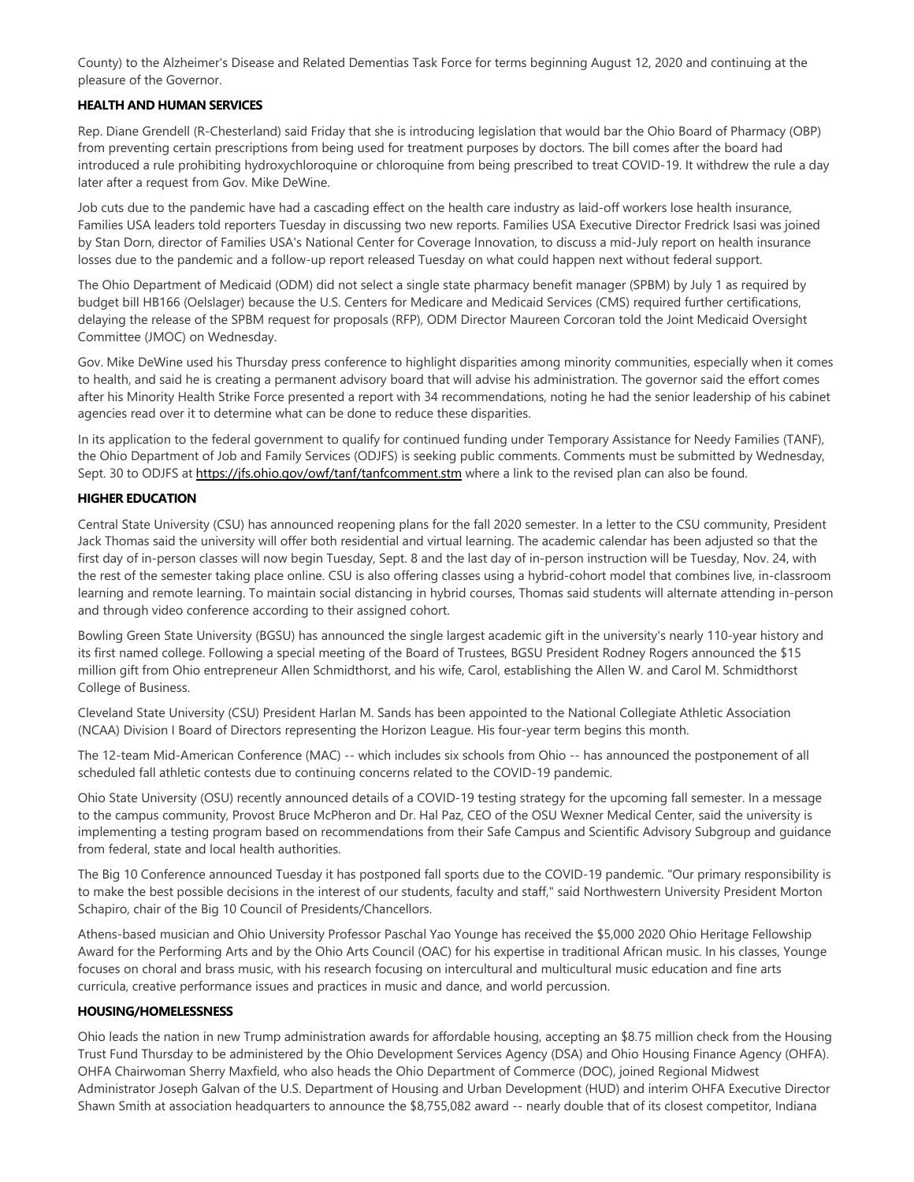County) to the Alzheimer's Disease and Related Dementias Task Force for terms beginning August 12, 2020 and continuing at the pleasure of the Governor.

**HEALTH AND HUMAN SERVICES**

Rep. Diane Grendell (R-Chesterland) said Friday that she is introducing legislation that would bar the Ohio Board of Pharmacy (OBP) from preventing certain prescriptions from being used for treatment purposes by doctors. The bill comes after the board had introduced a rule prohibiting hydroxychloroquine or chloroquine from being prescribed to treat COVID-19. It withdrew the rule a day later after a request from Gov. Mike DeWine.

Job cuts due to the pandemic have had a cascading effect on the health care industry as laid-off workers lose health insurance, Families USA leaders told reporters Tuesday in discussing two new reports. Families USA Executive Director Fredrick Isasi was joined by Stan Dorn, director of Families USA's National Center for Coverage Innovation, to discuss a mid-July report on health insurance losses due to the pandemic and a follow-up report released Tuesday on what could happen next without federal support.

The Ohio Department of Medicaid (ODM) did not select a single state pharmacy benefit manager (SPBM) by July 1 as required by budget bill HB166 (Oelslager) because the U.S. Centers for Medicare and Medicaid Services (CMS) required further certifications, delaying the release of the SPBM request for proposals (RFP), ODM Director Maureen Corcoran told the Joint Medicaid Oversight Committee (JMOC) on Wednesday.

Gov. Mike DeWine used his Thursday press conference to highlight disparities among minority communities, especially when it comes to health, and said he is creating a permanent advisory board that will advise his administration. The governor said the effort comes after his Minority Health Strike Force presented a report with 34 recommendations, noting he had the senior leadership of his cabinet agencies read over it to determine what can be done to reduce these disparities.

In its application to the federal government to qualify for continued funding under Temporary Assistance for Needy Families (TANF), the Ohio Department of Job and Family Services (ODJFS) is seeking public comments. Comments must be submitted by Wednesday, Sept. 30 to ODJFS at https://jfs.ohio.gov/owf/tanf/tanfcomment.stm where a link to the revised plan can also be found.

**HIGHER EDUCATION**

Central State University (CSU) has announced reopening plans for the fall 2020 semester. In a letter to the CSU community, President Jack Thomas said the university will offer both residential and virtual learning. The academic calendar has been adjusted so that the first day of in-person classes will now begin Tuesday, Sept. 8 and the last day of in-person instruction will be Tuesday, Nov. 24, with the rest of the semester taking place online. CSU is also offering classes using a hybrid-cohort model that combines live, in-classroom learning and remote learning. To maintain social distancing in hybrid courses, Thomas said students will alternate attending in-person and through video conference according to their assigned cohort.

Bowling Green State University (BGSU) has announced the single largest academic gift in the university's nearly 110-year history and its first named college. Following a special meeting of the Board of Trustees, BGSU President Rodney Rogers announced the $15 million gift from Ohio entrepreneur Allen Schmidthorst, and his wife, Carol, establishing the Allen W. and Carol M. Schmidthorst College of Business.

Cleveland State University (CSU) President Harlan M. Sands has been appointed to the National Collegiate Athletic Association (NCAA) Division I Board of Directors representing the Horizon League. His four-year term begins this month.

The 12-team Mid-American Conference (MAC) -- which includes six schools from Ohio -- has announced the postponement of all scheduled fall athletic contests due to continuing concerns related to the COVID-19 pandemic.

Ohio State University (OSU) recently announced details of a COVID-19 testing strategy for the upcoming fall semester. In a message to the campus community, Provost Bruce McPheron and Dr. Hal Paz, CEO of the OSU Wexner Medical Center, said the university is implementing a testing program based on recommendations from their Safe Campus and Scientific Advisory Subgroup and guidance from federal, state and local health authorities.

The Big 10 Conference announced Tuesday it has postponed fall sports due to the COVID-19 pandemic. "Our primary responsibility is to make the best possible decisions in the interest of our students, faculty and staff," said Northwestern University President Morton Schapiro, chair of the Big 10 Council of Presidents/Chancellors.

Athens-based musician and Ohio University Professor Paschal Yao Younge has received the $5,000 2020 Ohio Heritage Fellowship Award for the Performing Arts and by the Ohio Arts Council (OAC) for his expertise in traditional African music. In his classes, Younge focuses on choral and brass music, with his research focusing on intercultural and multicultural music education and fine arts curricula, creative performance issues and practices in music and dance, and world percussion.

**HOUSING/HOMELESSNESS**

Ohio leads the nation in new Trump administration awards for affordable housing, accepting an $8.75 million check from the Housing Trust Fund Thursday to be administered by the Ohio Development Services Agency (DSA) and Ohio Housing Finance Agency (OHFA). OHFA Chairwoman Sherry Maxfield, who also heads the Ohio Department of Commerce (DOC), joined Regional Midwest Administrator Joseph Galvan of the U.S. Department of Housing and Urban Development (HUD) and interim OHFA Executive Director Shawn Smith at association headquarters to announce the $8,755,082 award -- nearly double that of its closest competitor, Indiana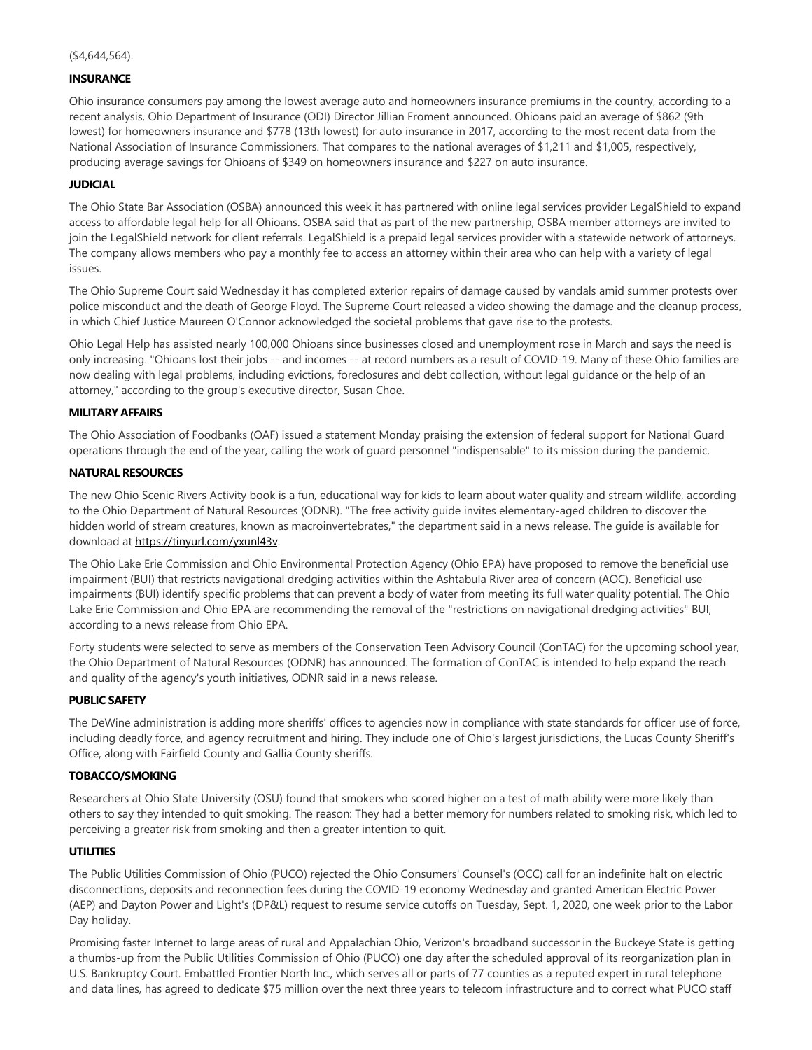($4,644,564).

**INSURANCE**

Ohio insurance consumers pay among the lowest average auto and homeowners insurance premiums in the country, according to a recent analysis, Ohio Department of Insurance (ODI) Director Jillian Froment announced. Ohioans paid an average of $862 (9th lowest) for homeowners insurance and $778 (13th lowest) for auto insurance in 2017, according to the most recent data from the National Association of Insurance Commissioners. That compares to the national averages of $1,211 and $1,005, respectively, producing average savings for Ohioans of $349 on homeowners insurance and $227 on auto insurance.

**JUDICIAL**

The Ohio State Bar Association (OSBA) announced this week it has partnered with online legal services provider LegalShield to expand access to affordable legal help for all Ohioans. OSBA said that as part of the new partnership, OSBA member attorneys are invited to join the LegalShield network for client referrals. LegalShield is a prepaid legal services provider with a statewide network of attorneys. The company allows members who pay a monthly fee to access an attorney within their area who can help with a variety of legal issues.

The Ohio Supreme Court said Wednesday it has completed exterior repairs of damage caused by vandals amid summer protests over police misconduct and the death of George Floyd. The Supreme Court released a video showing the damage and the cleanup process, in which Chief Justice Maureen O'Connor acknowledged the societal problems that gave rise to the protests.

Ohio Legal Help has assisted nearly 100,000 Ohioans since businesses closed and unemployment rose in March and says the need is only increasing. "Ohioans lost their jobs -- and incomes -- at record numbers as a result of COVID-19. Many of these Ohio families are now dealing with legal problems, including evictions, foreclosures and debt collection, without legal guidance or the help of an attorney," according to the group's executive director, Susan Choe.

**MILITARY AFFAIRS**

The Ohio Association of Foodbanks (OAF) issued a statement Monday praising the extension of federal support for National Guard operations through the end of the year, calling the work of guard personnel "indispensable" to its mission during the pandemic.

**NATURAL RESOURCES**

The new Ohio Scenic Rivers Activity book is a fun, educational way for kids to learn about water quality and stream wildlife, according to the Ohio Department of Natural Resources (ODNR). "The free activity guide invites elementary-aged children to discover the hidden world of stream creatures, known as macroinvertebrates," the department said in a news release. The guide is available for download at https://tinyurl.com/yxunl43v.

The Ohio Lake Erie Commission and Ohio Environmental Protection Agency (Ohio EPA) have proposed to remove the beneficial use impairment (BUI) that restricts navigational dredging activities within the Ashtabula River area of concern (AOC). Beneficial use impairments (BUI) identify specific problems that can prevent a body of water from meeting its full water quality potential. The Ohio Lake Erie Commission and Ohio EPA are recommending the removal of the "restrictions on navigational dredging activities" BUI, according to a news release from Ohio EPA.

Forty students were selected to serve as members of the Conservation Teen Advisory Council (ConTAC) for the upcoming school year, the Ohio Department of Natural Resources (ODNR) has announced. The formation of ConTAC is intended to help expand the reach and quality of the agency's youth initiatives, ODNR said in a news release.

**PUBLIC SAFETY**

The DeWine administration is adding more sheriffs' offices to agencies now in compliance with state standards for officer use of force, including deadly force, and agency recruitment and hiring. They include one of Ohio's largest jurisdictions, the Lucas County Sheriff's Office, along with Fairfield County and Gallia County sheriffs.

**TOBACCO/SMOKING**

Researchers at Ohio State University (OSU) found that smokers who scored higher on a test of math ability were more likely than others to say they intended to quit smoking. The reason: They had a better memory for numbers related to smoking risk, which led to perceiving a greater risk from smoking and then a greater intention to quit.

**UTILITIES**

The Public Utilities Commission of Ohio (PUCO) rejected the Ohio Consumers' Counsel's (OCC) call for an indefinite halt on electric disconnections, deposits and reconnection fees during the COVID-19 economy Wednesday and granted American Electric Power (AEP) and Dayton Power and Light's (DP&L) request to resume service cutoffs on Tuesday, Sept. 1, 2020, one week prior to the Labor Day holiday.

Promising faster Internet to large areas of rural and Appalachian Ohio, Verizon's broadband successor in the Buckeye State is getting a thumbs-up from the Public Utilities Commission of Ohio (PUCO) one day after the scheduled approval of its reorganization plan in U.S. Bankruptcy Court. Embattled Frontier North Inc., which serves all or parts of 77 counties as a reputed expert in rural telephone and data lines, has agreed to dedicate $75 million over the next three years to telecom infrastructure and to correct what PUCO staff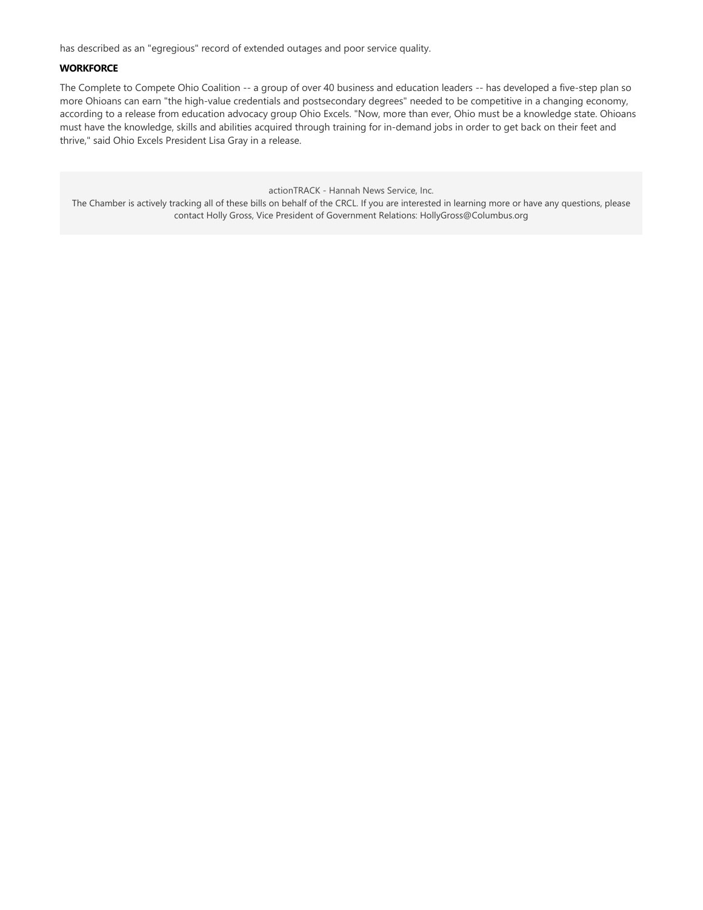has described as an "egregious" record of extended outages and poor service quality.

**WORKFORCE**

The Complete to Compete Ohio Coalition -- a group of over 40 business and education leaders -- has developed a five-step plan so more Ohioans can earn "the high-value credentials and postsecondary degrees" needed to be competitive in a changing economy, according to a release from education advocacy group Ohio Excels. "Now, more than ever, Ohio must be a knowledge state. Ohioans must have the knowledge, skills and abilities acquired through training for in-demand jobs in order to get back on their feet and thrive," said Ohio Excels President Lisa Gray in a release.

actionTRACK - Hannah News Service, Inc.
The Chamber is actively tracking all of these bills on behalf of the CRCL. If you are interested in learning more or have any questions, please contact Holly Gross, Vice President of Government Relations: HollyGross@Columbus.org